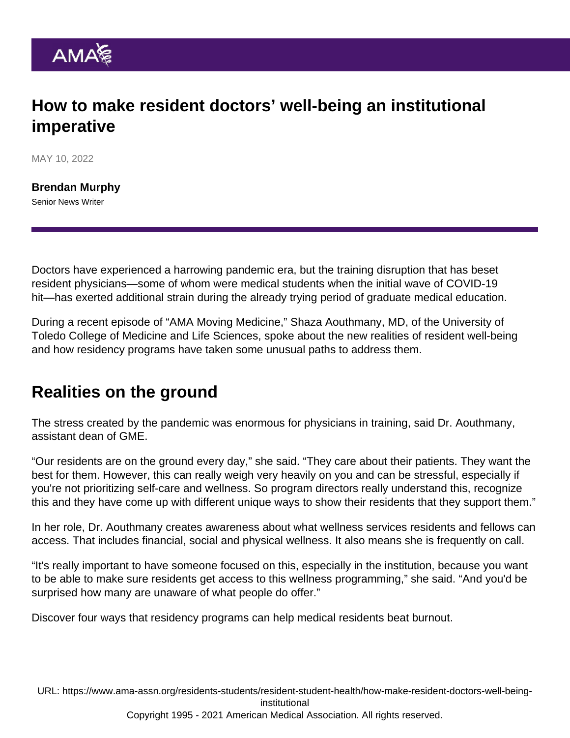# How to make resident doctors' well-being an institutional imperative

MAY 10, 2022

**Brendan Murphy**
Senior News Writer

Doctors have experienced a harrowing pandemic era, but the training disruption that has beset resident physicians—some of whom were medical students when the initial wave of COVID-19 hit—has exerted additional strain during the already trying period of graduate medical education.

During a recent episode of "AMA Moving Medicine," Shaza Aouthmany, MD, of the University of Toledo College of Medicine and Life Sciences, spoke about the new realities of resident well-being and how residency programs have taken some unusual paths to address them.

## Realities on the ground

The stress created by the pandemic was enormous for physicians in training, said Dr. Aouthmany, assistant dean of GME.

"Our residents are on the ground every day," she said. "They care about their patients. They want the best for them. However, this can really weigh very heavily on you and can be stressful, especially if you're not prioritizing self-care and wellness. So program directors really understand this, recognize this and they have come up with different unique ways to show their residents that they support them."

In her role, Dr. Aouthmany creates awareness about what wellness services residents and fellows can access. That includes financial, social and physical wellness. It also means she is frequently on call.

"It's really important to have someone focused on this, especially in the institution, because you want to be able to make sure residents get access to this wellness programming," she said. "And you'd be surprised how many are unaware of what people do offer."

Discover four ways that residency programs can help medical residents beat burnout.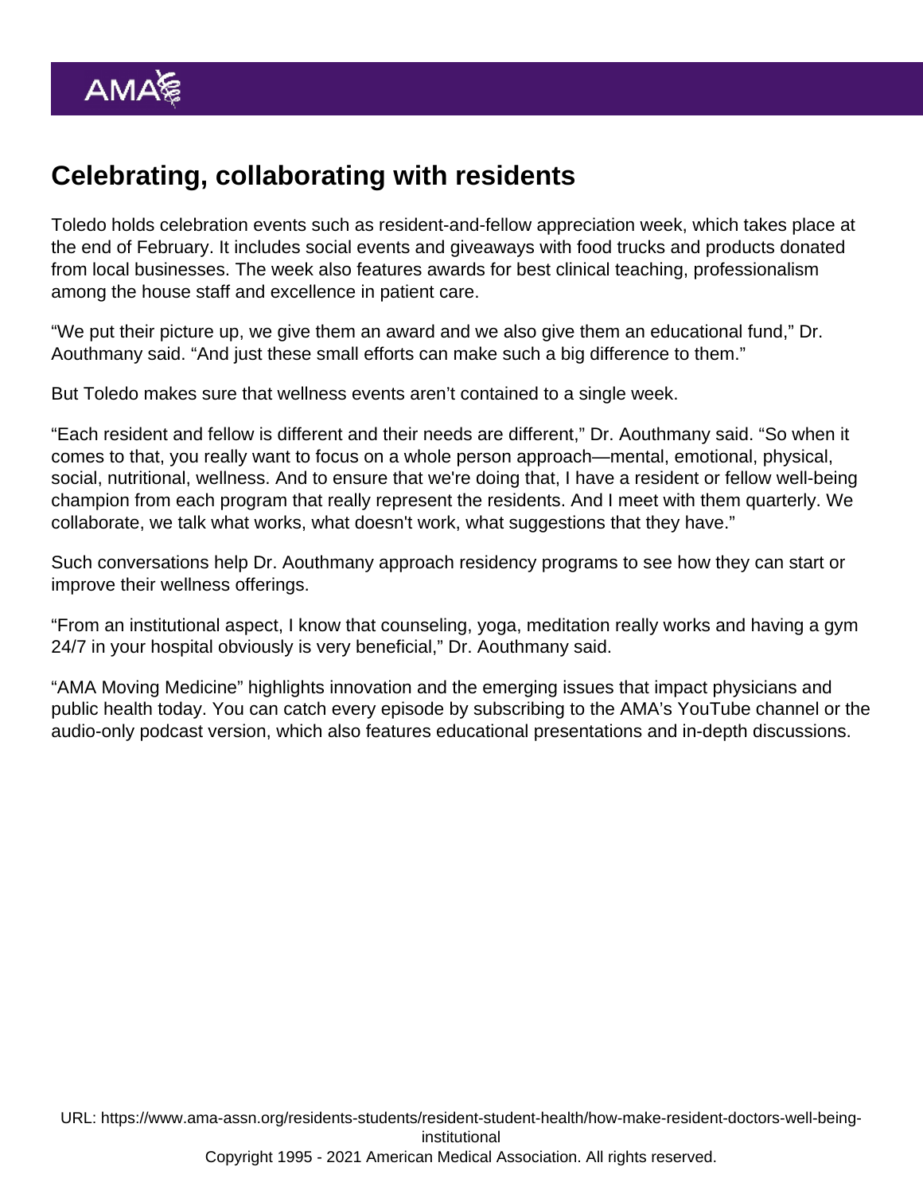## Celebrating, collaborating with residents

Toledo holds celebration events such as resident-and-fellow appreciation week, which takes place at the end of February. It includes social events and giveaways with food trucks and products donated from local businesses. The week also features awards for best clinical teaching, professionalism among the house staff and excellence in patient care.

"We put their picture up, we give them an award and we also give them an educational fund," Dr. Aouthmany said. "And just these small efforts can make such a big difference to them."

But Toledo makes sure that wellness events aren't contained to a single week.

"Each resident and fellow is different and their needs are different," Dr. Aouthmany said. "So when it comes to that, you really want to focus on a whole person approach—mental, emotional, physical, social, nutritional, wellness. And to ensure that we're doing that, I have a resident or fellow well-being champion from each program that really represent the residents. And I meet with them quarterly. We collaborate, we talk what works, what doesn't work, what suggestions that they have."

Such conversations help Dr. Aouthmany approach residency programs to see how they can start or improve their wellness offerings.

"From an institutional aspect, I know that counseling, yoga, meditation really works and having a gym 24/7 in your hospital obviously is very beneficial," Dr. Aouthmany said.

"AMA Moving Medicine" highlights innovation and the emerging issues that impact physicians and public health today. You can catch every episode by subscribing to the AMA's YouTube channel or the audio-only podcast version, which also features educational presentations and in-depth discussions.